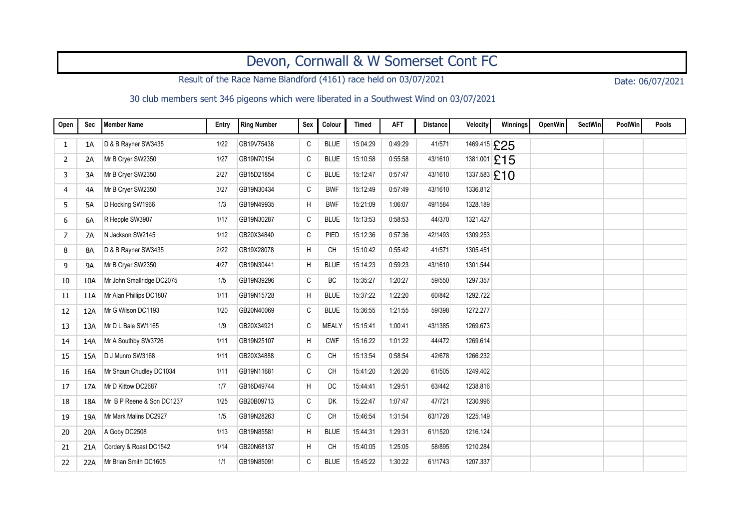# Devon, Cornwall & W Somerset Cont FC

Result of the Race Name Blandford (4161) race held on 03/07/2021

Date: 06/07/2021

30 club members sent 346 pigeons which were liberated in a Southwest Wind on 03/07/2021

| Open | Sec | Member Name | Entry | Ring Number | Sex | Colour | Timed | AFT | Distance | Velocity | Winnings | OpenWin | SectWin | PoolWin | Pools |
|---|---|---|---|---|---|---|---|---|---|---|---|---|---|---|---|
| 1 | 1A | D & B Rayner SW3435 | 1/22 | GB19V75438 | C | BLUE | 15:04:29 | 0:49:29 | 41/571 | 1469.415 | £25 | | | | |
| 2 | 2A | Mr B Cryer SW2350 | 1/27 | GB19N70154 | C | BLUE | 15:10:58 | 0:55:58 | 43/1610 | 1381.001 | £15 | | | | |
| 3 | 3A | Mr B Cryer SW2350 | 2/27 | GB15D21854 | C | BLUE | 15:12:47 | 0:57:47 | 43/1610 | 1337.583 | £10 | | | | |
| 4 | 4A | Mr B Cryer SW2350 | 3/27 | GB19N30434 | C | BWF | 15:12:49 | 0:57:49 | 43/1610 | 1336.812 | | | | | |
| 5 | 5A | D Hocking SW1966 | 1/3 | GB19N49935 | H | BWF | 15:21:09 | 1:06:07 | 49/1584 | 1328.189 | | | | | |
| 6 | 6A | R Hepple SW3907 | 1/17 | GB19N30287 | C | BLUE | 15:13:53 | 0:58:53 | 44/370 | 1321.427 | | | | | |
| 7 | 7A | N Jackson SW2145 | 1/12 | GB20X34840 | C | PIED | 15:12:36 | 0:57:36 | 42/1493 | 1309.253 | | | | | |
| 8 | 8A | D & B Rayner SW3435 | 2/22 | GB19X28078 | H | CH | 15:10:42 | 0:55:42 | 41/571 | 1305.451 | | | | | |
| 9 | 9A | Mr B Cryer SW2350 | 4/27 | GB19N30441 | H | BLUE | 15:14:23 | 0:59:23 | 43/1610 | 1301.544 | | | | | |
| 10 | 10A | Mr John Smallridge DC2075 | 1/5 | GB19N39296 | C | BC | 15:35:27 | 1:20:27 | 59/550 | 1297.357 | | | | | |
| 11 | 11A | Mr Alan Phillips DC1807 | 1/11 | GB19N15728 | H | BLUE | 15:37:22 | 1:22:20 | 60/842 | 1292.722 | | | | | |
| 12 | 12A | Mr G Wilson DC1193 | 1/20 | GB20N40069 | C | BLUE | 15:36:55 | 1:21:55 | 59/398 | 1272.277 | | | | | |
| 13 | 13A | Mr D L Bale SW1165 | 1/9 | GB20X34921 | C | MEALY | 15:15:41 | 1:00:41 | 43/1385 | 1269.673 | | | | | |
| 14 | 14A | Mr A Southby SW3726 | 1/11 | GB19N25107 | H | CWF | 15:16:22 | 1:01:22 | 44/472 | 1269.614 | | | | | |
| 15 | 15A | D J Munro SW3168 | 1/11 | GB20X34888 | C | CH | 15:13:54 | 0:58:54 | 42/678 | 1266.232 | | | | | |
| 16 | 16A | Mr Shaun Chudley DC1034 | 1/11 | GB19N11681 | C | CH | 15:41:20 | 1:26:20 | 61/505 | 1249.402 | | | | | |
| 17 | 17A | Mr D Kittow DC2687 | 1/7 | GB16D49744 | H | DC | 15:44:41 | 1:29:51 | 63/442 | 1238.816 | | | | | |
| 18 | 18A | Mr B P Reene & Son DC1237 | 1/25 | GB20B09713 | C | DK | 15:22:47 | 1:07:47 | 47/721 | 1230.996 | | | | | |
| 19 | 19A | Mr Mark Malins DC2927 | 1/5 | GB19N28263 | C | CH | 15:46:54 | 1:31:54 | 63/1728 | 1225.149 | | | | | |
| 20 | 20A | A Goby DC2508 | 1/13 | GB19N85581 | H | BLUE | 15:44:31 | 1:29:31 | 61/1520 | 1216.124 | | | | | |
| 21 | 21A | Cordery & Roast DC1542 | 1/14 | GB20N68137 | H | CH | 15:40:05 | 1:25:05 | 58/895 | 1210.284 | | | | | |
| 22 | 22A | Mr Brian Smith DC1605 | 1/1 | GB19N85091 | C | BLUE | 15:45:22 | 1:30:22 | 61/1743 | 1207.337 | | | | | |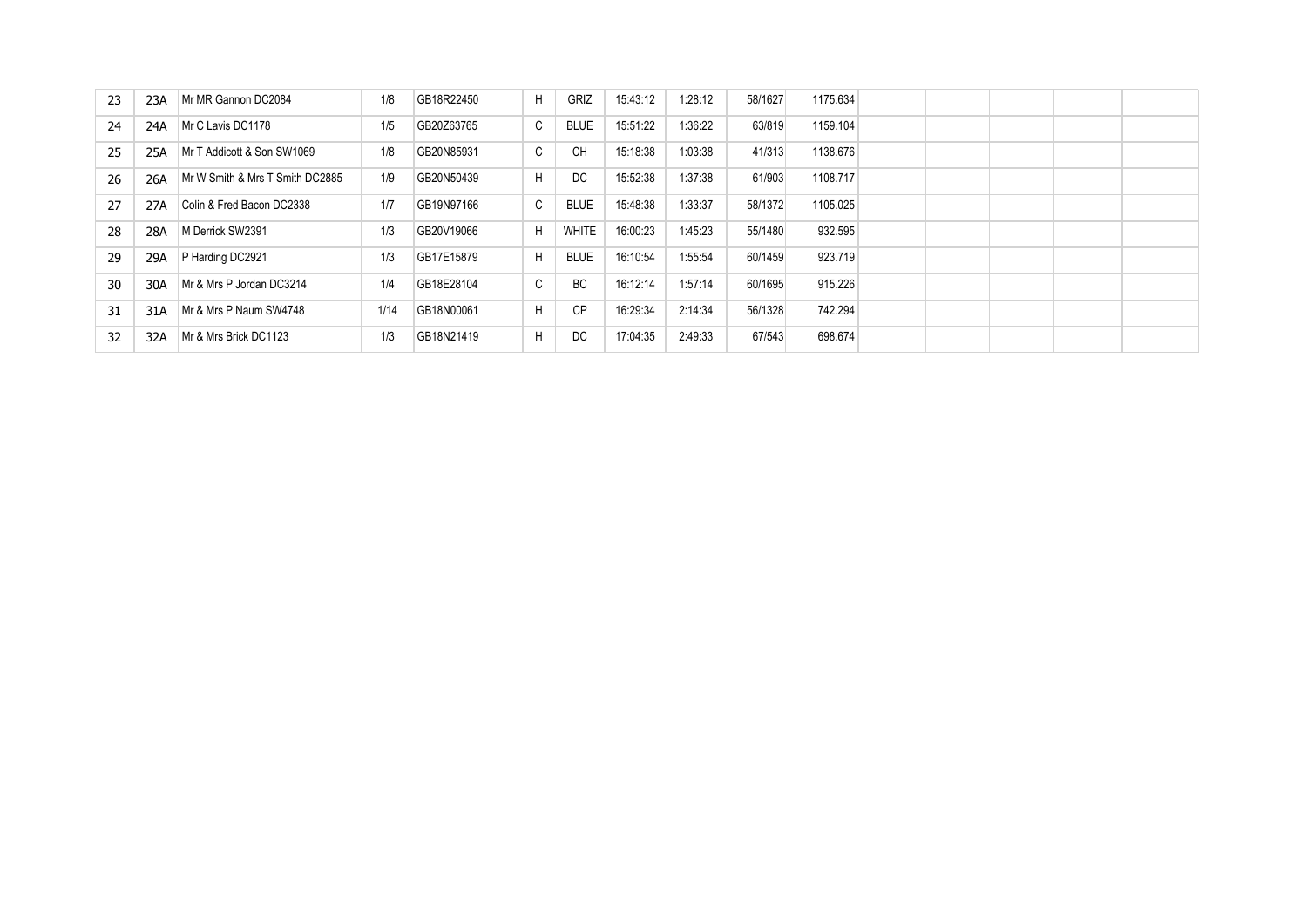| | | | | | | | | | | | | | | | |
|---|---|---|---|---|---|---|---|---|---|---|---|---|---|---|---|
| 23 | 23A | Mr MR Gannon DC2084 | 1/8 | GB18R22450 | H | GRIZ | 15:43:12 | 1:28:12 | 58/1627 | 1175.634 | | | | | |
| 24 | 24A | Mr C Lavis DC1178 | 1/5 | GB20Z63765 | C | BLUE | 15:51:22 | 1:36:22 | 63/819 | 1159.104 | | | | | |
| 25 | 25A | Mr T Addicott & Son SW1069 | 1/8 | GB20N85931 | C | CH | 15:18:38 | 1:03:38 | 41/313 | 1138.676 | | | | | |
| 26 | 26A | Mr W Smith & Mrs T Smith DC2885 | 1/9 | GB20N50439 | H | DC | 15:52:38 | 1:37:38 | 61/903 | 1108.717 | | | | | |
| 27 | 27A | Colin & Fred Bacon DC2338 | 1/7 | GB19N97166 | C | BLUE | 15:48:38 | 1:33:37 | 58/1372 | 1105.025 | | | | | |
| 28 | 28A | M Derrick SW2391 | 1/3 | GB20V19066 | H | WHITE | 16:00:23 | 1:45:23 | 55/1480 | 932.595 | | | | | |
| 29 | 29A | P Harding DC2921 | 1/3 | GB17E15879 | H | BLUE | 16:10:54 | 1:55:54 | 60/1459 | 923.719 | | | | | |
| 30 | 30A | Mr & Mrs P Jordan DC3214 | 1/4 | GB18E28104 | C | BC | 16:12:14 | 1:57:14 | 60/1695 | 915.226 | | | | | |
| 31 | 31A | Mr & Mrs P Naum SW4748 | 1/14 | GB18N00061 | H | CP | 16:29:34 | 2:14:34 | 56/1328 | 742.294 | | | | | |
| 32 | 32A | Mr & Mrs Brick DC1123 | 1/3 | GB18N21419 | H | DC | 17:04:35 | 2:49:33 | 67/543 | 698.674 | | | | | |